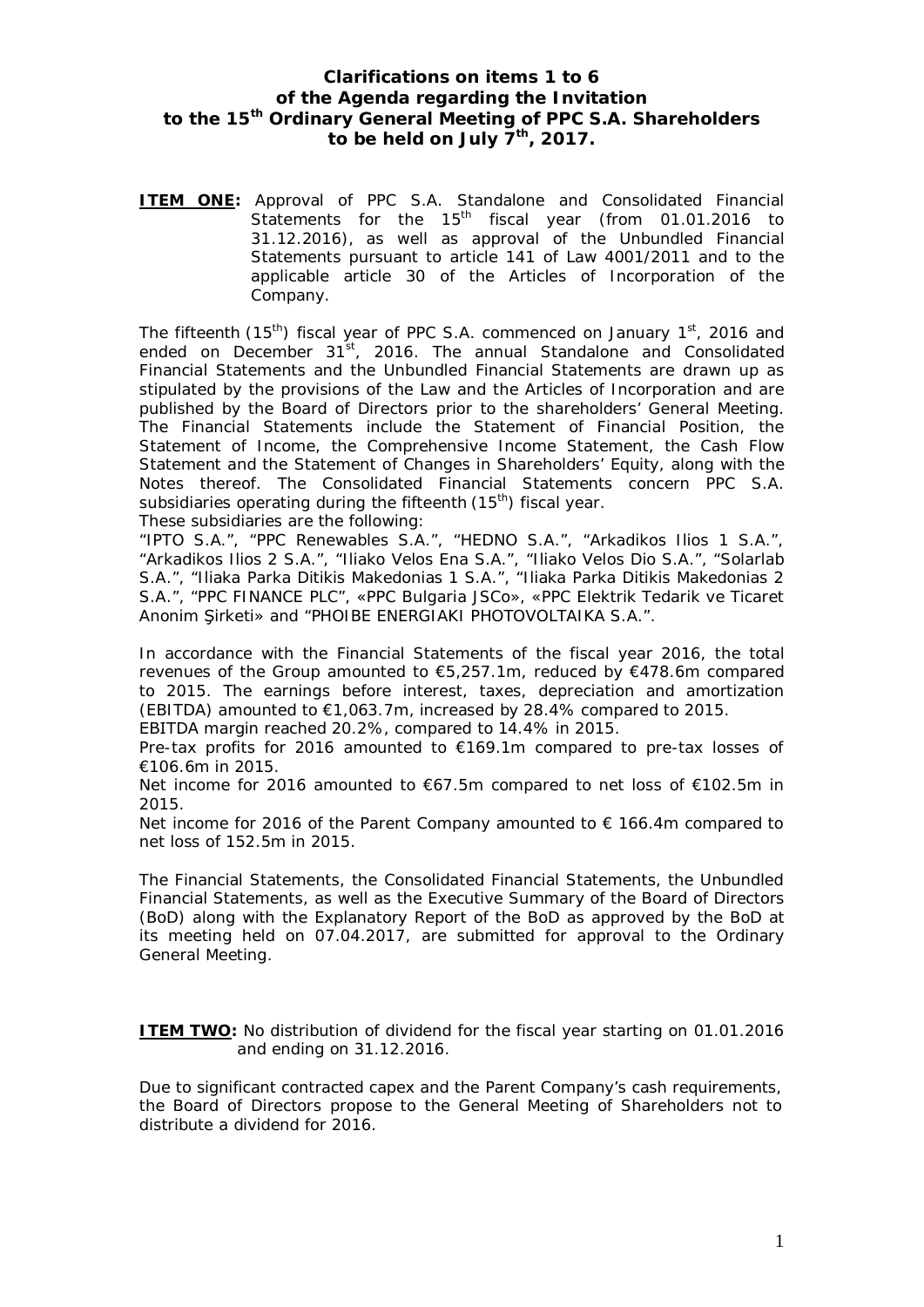# Clarifications on items 1 to 6 of the Agenda regarding the Invitation to the 15th Ordinary General Meeting of PPC S.A. Shareholders to be held on July 7th, 2017.

**ITEM ONE:** Approval of PPC S.A. Standalone and Consolidated Financial Statements for the 15th fiscal year (from 01.01.2016 to 31.12.2016), as well as approval of the Unbundled Financial Statements pursuant to article 141 of Law 4001/2011 and to the applicable article 30 of the Articles of Incorporation of the Company.

The fifteenth (15th) fiscal year of PPC S.A. commenced on January 1st, 2016 and ended on December 31st, 2016. The annual Standalone and Consolidated Financial Statements and the Unbundled Financial Statements are drawn up as stipulated by the provisions of the Law and the Articles of Incorporation and are published by the Board of Directors prior to the shareholders' General Meeting. The Financial Statements include the Statement of Financial Position, the Statement of Income, the Comprehensive Income Statement, the Cash Flow Statement and the Statement of Changes in Shareholders' Equity, along with the Notes thereof. The Consolidated Financial Statements concern PPC S.A. subsidiaries operating during the fifteenth (15th) fiscal year.
These subsidiaries are the following:
"IPTO S.A.", "PPC Renewables S.A.", "HEDNO S.A.", "Arkadikos Ilios 1 S.A.", "Arkadikos Ilios 2 S.A.", "Iliako Velos Ena S.A.", "Iliako Velos Dio S.A.", "Solarlab S.A.", "Iliaka Parka Ditikis Makedonias 1 S.A.", "Iliaka Parka Ditikis Makedonias 2 S.A.", "PPC FINANCE PLC", «PPC Bulgaria JSCo», «PPC Elektrik Tedarik ve Ticaret Anonim Şirketi» and "PHOIBE ENERGIAKI PHOTOVOLTAIKA S.A.".

In accordance with the Financial Statements of the fiscal year 2016, the total revenues of the Group amounted to €5,257.1m, reduced by €478.6m compared to 2015. The earnings before interest, taxes, depreciation and amortization (EBITDA) amounted to €1,063.7m, increased by 28.4% compared to 2015.
EBITDA margin reached 20.2%, compared to 14.4% in 2015.
Pre-tax profits for 2016 amounted to €169.1m compared to pre-tax losses of €106.6m in 2015.
Net income for 2016 amounted to €67.5m compared to net loss of €102.5m in 2015.
Net income for 2016 of the Parent Company amounted to € 166.4m compared to net loss of 152.5m in 2015.

The Financial Statements, the Consolidated Financial Statements, the Unbundled Financial Statements, as well as the Executive Summary of the Board of Directors (BoD) along with the Explanatory Report of the BoD as approved by the BoD at its meeting held on 07.04.2017, are submitted for approval to the Ordinary General Meeting.

**ITEM TWO:** No distribution of dividend for the fiscal year starting on 01.01.2016 and ending on 31.12.2016.

Due to significant contracted capex and the Parent Company's cash requirements, the Board of Directors propose to the General Meeting of Shareholders not to distribute a dividend for 2016.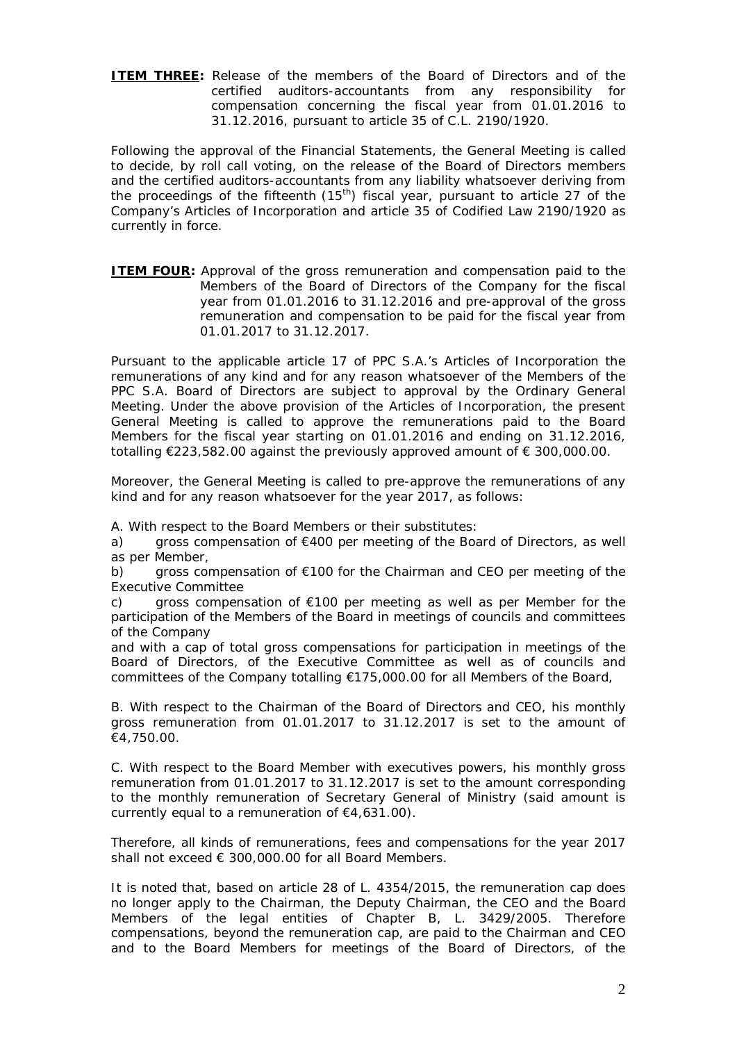**ITEM THREE:** Release of the members of the Board of Directors and of the certified auditors-accountants from any responsibility for compensation concerning the fiscal year from 01.01.2016 to 31.12.2016, pursuant to article 35 of C.L. 2190/1920.

Following the approval of the Financial Statements, the General Meeting is called to decide, by roll call voting, on the release of the Board of Directors members and the certified auditors-accountants from any liability whatsoever deriving from the proceedings of the fifteenth (15th) fiscal year, pursuant to article 27 of the Company's Articles of Incorporation and article 35 of Codified Law 2190/1920 as currently in force.

**ITEM FOUR:** Approval of the gross remuneration and compensation paid to the Members of the Board of Directors of the Company for the fiscal year from 01.01.2016 to 31.12.2016 and pre-approval of the gross remuneration and compensation to be paid for the fiscal year from 01.01.2017 to 31.12.2017.

Pursuant to the applicable article 17 of PPC S.A.'s Articles of Incorporation the remunerations of any kind and for any reason whatsoever of the Members of the PPC S.A. Board of Directors are subject to approval by the Ordinary General Meeting. Under the above provision of the Articles of Incorporation, the present General Meeting is called to approve the remunerations paid to the Board Members for the fiscal year starting on 01.01.2016 and ending on 31.12.2016, totalling €223,582.00 against the previously approved amount of € 300,000.00.

Moreover, the General Meeting is called to pre-approve the remunerations of any kind and for any reason whatsoever for the year 2017, as follows:

A. With respect to the Board Members or their substitutes:

a) gross compensation of €400 per meeting of the Board of Directors, as well as per Member,

b) gross compensation of €100 for the Chairman and CEO per meeting of the Executive Committee

c) gross compensation of €100 per meeting as well as per Member for the participation of the Members of the Board in meetings of councils and committees of the Company

and with a cap of total gross compensations for participation in meetings of the Board of Directors, of the Executive Committee as well as of councils and committees of the Company totalling €175,000.00 for all Members of the Board,

B. With respect to the Chairman of the Board of Directors and CEO, his monthly gross remuneration from 01.01.2017 to 31.12.2017 is set to the amount of €4,750.00.

C. With respect to the Board Member with executives powers, his monthly gross remuneration from 01.01.2017 to 31.12.2017 is set to the amount corresponding to the monthly remuneration of Secretary General of Ministry (said amount is currently equal to a remuneration of €4,631.00).

Therefore, all kinds of remunerations, fees and compensations for the year 2017 shall not exceed € 300,000.00 for all Board Members.

It is noted that, based on article 28 of L. 4354/2015, the remuneration cap does no longer apply to the Chairman, the Deputy Chairman, the CEO and the Board Members of the legal entities of Chapter B, L. 3429/2005. Therefore compensations, beyond the remuneration cap, are paid to the Chairman and CEO and to the Board Members for meetings of the Board of Directors, of the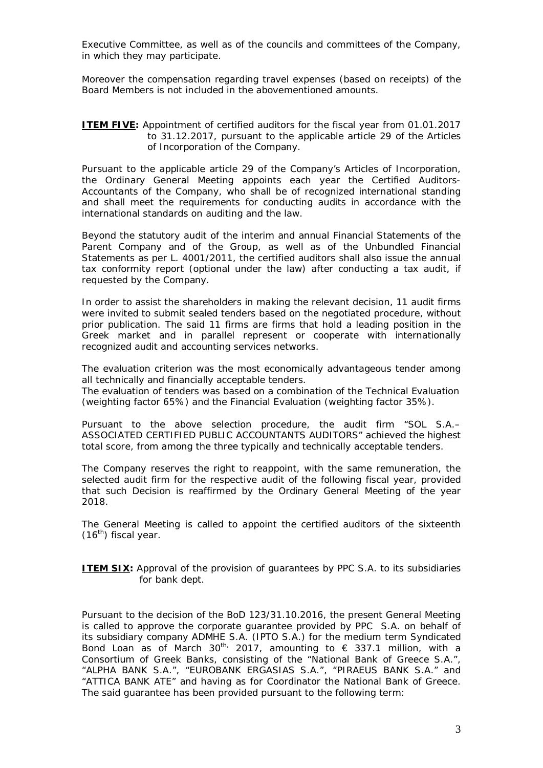Executive Committee, as well as of the councils and committees of the Company, in which they may participate.

Moreover the compensation regarding travel expenses (based on receipts) of the Board Members is not included in the abovementioned amounts.

**ITEM FIVE:** Appointment of certified auditors for the fiscal year from 01.01.2017 to 31.12.2017, pursuant to the applicable article 29 of the Articles of Incorporation of the Company.

Pursuant to the applicable article 29 of the Company's Articles of Incorporation, the Ordinary General Meeting appoints each year the Certified Auditors-Accountants of the Company, who shall be of recognized international standing and shall meet the requirements for conducting audits in accordance with the international standards on auditing and the law.

Beyond the statutory audit of the interim and annual Financial Statements of the Parent Company and of the Group, as well as of the Unbundled Financial Statements as per L. 4001/2011, the certified auditors shall also issue the annual tax conformity report (optional under the law) after conducting a tax audit, if requested by the Company.

In order to assist the shareholders in making the relevant decision, 11 audit firms were invited to submit sealed tenders based on the negotiated procedure, without prior publication. The said 11 firms are firms that hold a leading position in the Greek market and in parallel represent or cooperate with internationally recognized audit and accounting services networks.

The evaluation criterion was the most economically advantageous tender among all technically and financially acceptable tenders.
The evaluation of tenders was based on a combination of the Technical Evaluation (weighting factor 65%) and the Financial Evaluation (weighting factor 35%).

Pursuant to the above selection procedure, the audit firm "SOL S.A.– ASSOCIATED CERTIFIED PUBLIC ACCOUNTANTS AUDITORS" achieved the highest total score, from among the three typically and technically acceptable tenders.

The Company reserves the right to reappoint, with the same remuneration, the selected audit firm for the respective audit of the following fiscal year, provided that such Decision is reaffirmed by the Ordinary General Meeting of the year 2018.

The General Meeting is called to appoint the certified auditors of the sixteenth (16th) fiscal year.

**ITEM SIX:** Approval of the provision of guarantees by PPC S.A. to its subsidiaries for bank dept.

Pursuant to the decision of the BoD 123/31.10.2016, the present General Meeting is called to approve the corporate guarantee provided by PPC S.A. on behalf of its subsidiary company ADMHE S.A. (IPTO S.A.) for the medium term Syndicated Bond Loan as of March 30th, 2017, amounting to € 337.1 million, with a Consortium of Greek Banks, consisting of the "National Bank of Greece S.A.", "ALPHA BANK S.A.", "EUROBANK ERGASIAS S.A.", "PIRAEUS BANK S.A." and "ATTICA BANK ATE" and having as for Coordinator the National Bank of Greece. The said guarantee has been provided pursuant to the following term: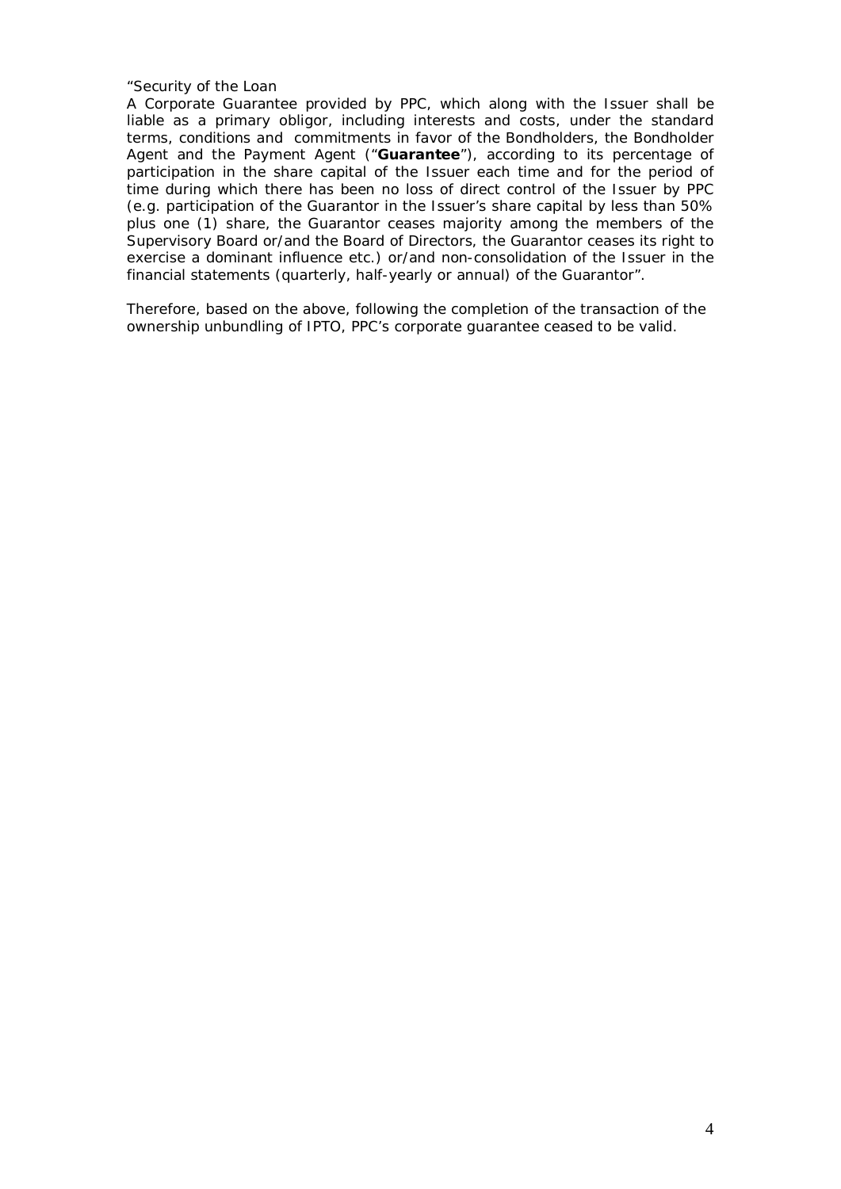"Security of the Loan
A Corporate Guarantee provided by PPC, which along with the Issuer shall be liable as a primary obligor, including interests and costs, under the standard terms, conditions and commitments in favor of the Bondholders, the Bondholder Agent and the Payment Agent ("**Guarantee**"), according to its percentage of participation in the share capital of the Issuer each time and for the period of time during which there has been no loss of direct control of the Issuer by PPC (e.g. participation of the Guarantor in the Issuer's share capital by less than 50% plus one (1) share, the Guarantor ceases majority among the members of the Supervisory Board or/and the Board of Directors, the Guarantor ceases its right to exercise a dominant influence etc.) or/and non-consolidation of the Issuer in the financial statements (quarterly, half-yearly or annual) of the Guarantor".

Therefore, based on the above, following the completion of the transaction of the ownership unbundling of IPTO, PPC's corporate guarantee ceased to be valid.